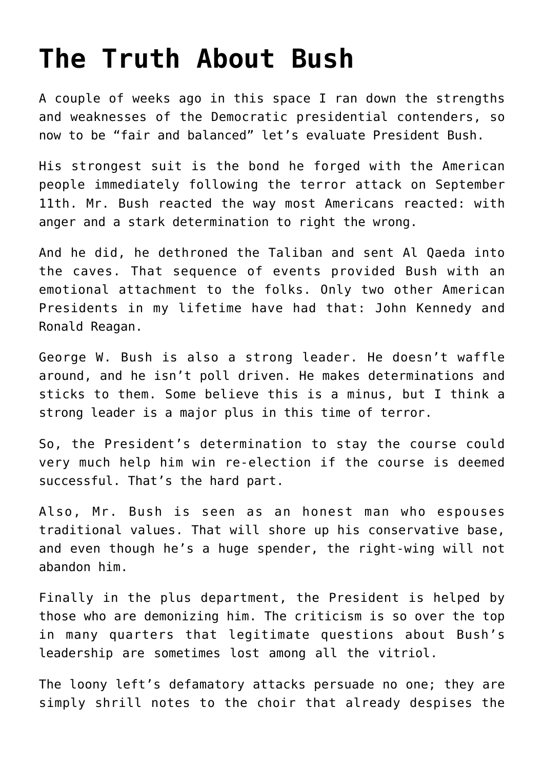# The Truth About Bush

A couple of weeks ago in this space I ran down the strengths and weaknesses of the Democratic presidential contenders, so now to be "fair and balanced" let's evaluate President Bush.

His strongest suit is the bond he forged with the American people immediately following the terror attack on September 11th. Mr. Bush reacted the way most Americans reacted: with anger and a stark determination to right the wrong.

And he did, he dethroned the Taliban and sent Al Qaeda into the caves. That sequence of events provided Bush with an emotional attachment to the folks. Only two other American Presidents in my lifetime have had that: John Kennedy and Ronald Reagan.

George W. Bush is also a strong leader. He doesn't waffle around, and he isn't poll driven. He makes determinations and sticks to them. Some believe this is a minus, but I think a strong leader is a major plus in this time of terror.

So, the President's determination to stay the course could very much help him win re-election if the course is deemed successful. That's the hard part.

Also, Mr. Bush is seen as an honest man who espouses traditional values. That will shore up his conservative base, and even though he's a huge spender, the right-wing will not abandon him.

Finally in the plus department, the President is helped by those who are demonizing him. The criticism is so over the top in many quarters that legitimate questions about Bush's leadership are sometimes lost among all the vitriol.

The loony left's defamatory attacks persuade no one; they are simply shrill notes to the choir that already despises the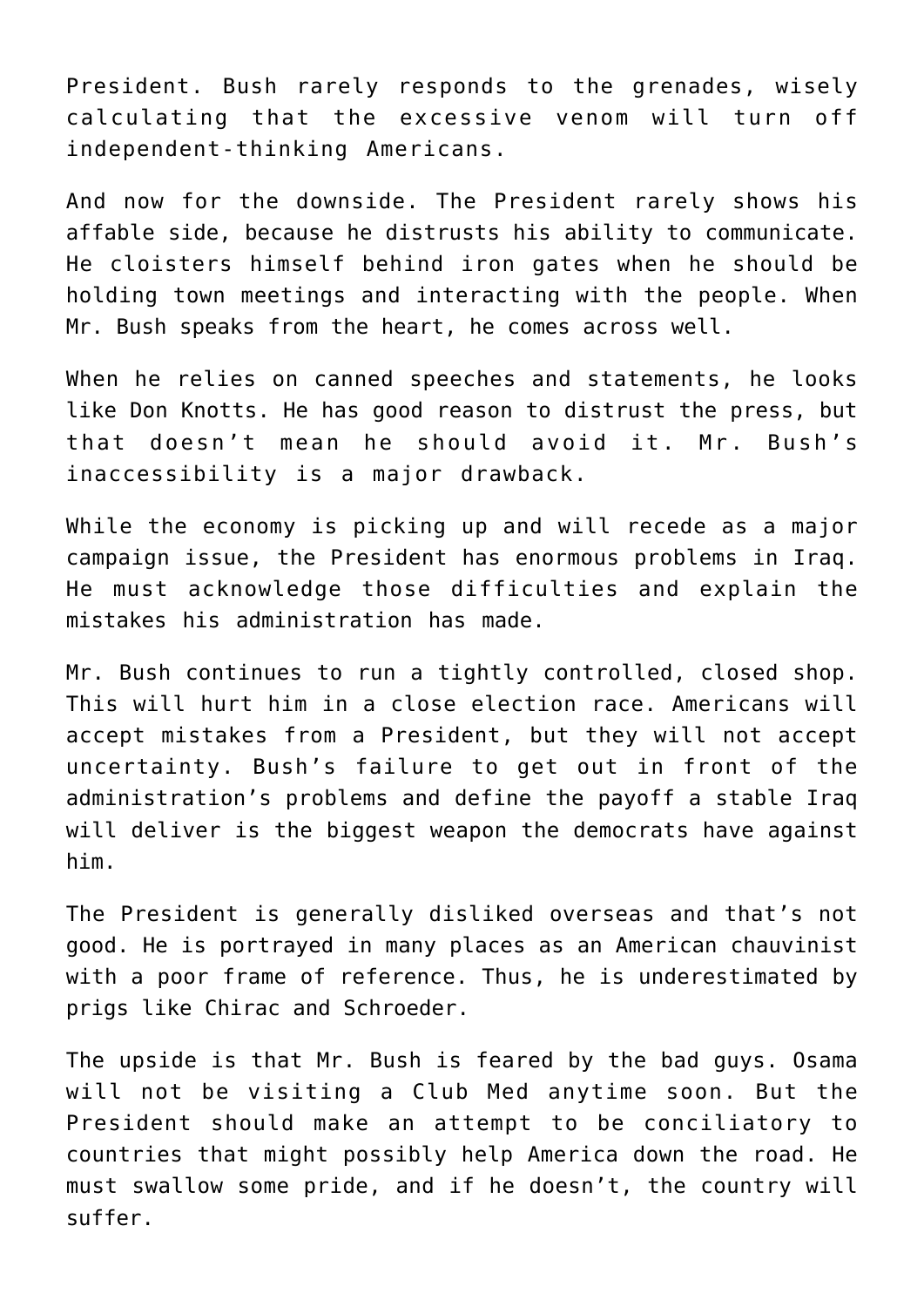President. Bush rarely responds to the grenades, wisely calculating that the excessive venom will turn off independent-thinking Americans.

And now for the downside. The President rarely shows his affable side, because he distrusts his ability to communicate. He cloisters himself behind iron gates when he should be holding town meetings and interacting with the people. When Mr. Bush speaks from the heart, he comes across well.

When he relies on canned speeches and statements, he looks like Don Knotts. He has good reason to distrust the press, but that doesn't mean he should avoid it. Mr. Bush's inaccessibility is a major drawback.

While the economy is picking up and will recede as a major campaign issue, the President has enormous problems in Iraq. He must acknowledge those difficulties and explain the mistakes his administration has made.

Mr. Bush continues to run a tightly controlled, closed shop. This will hurt him in a close election race. Americans will accept mistakes from a President, but they will not accept uncertainty. Bush's failure to get out in front of the administration's problems and define the payoff a stable Iraq will deliver is the biggest weapon the democrats have against him.

The President is generally disliked overseas and that's not good. He is portrayed in many places as an American chauvinist with a poor frame of reference. Thus, he is underestimated by prigs like Chirac and Schroeder.

The upside is that Mr. Bush is feared by the bad guys. Osama will not be visiting a Club Med anytime soon. But the President should make an attempt to be conciliatory to countries that might possibly help America down the road. He must swallow some pride, and if he doesn't, the country will suffer.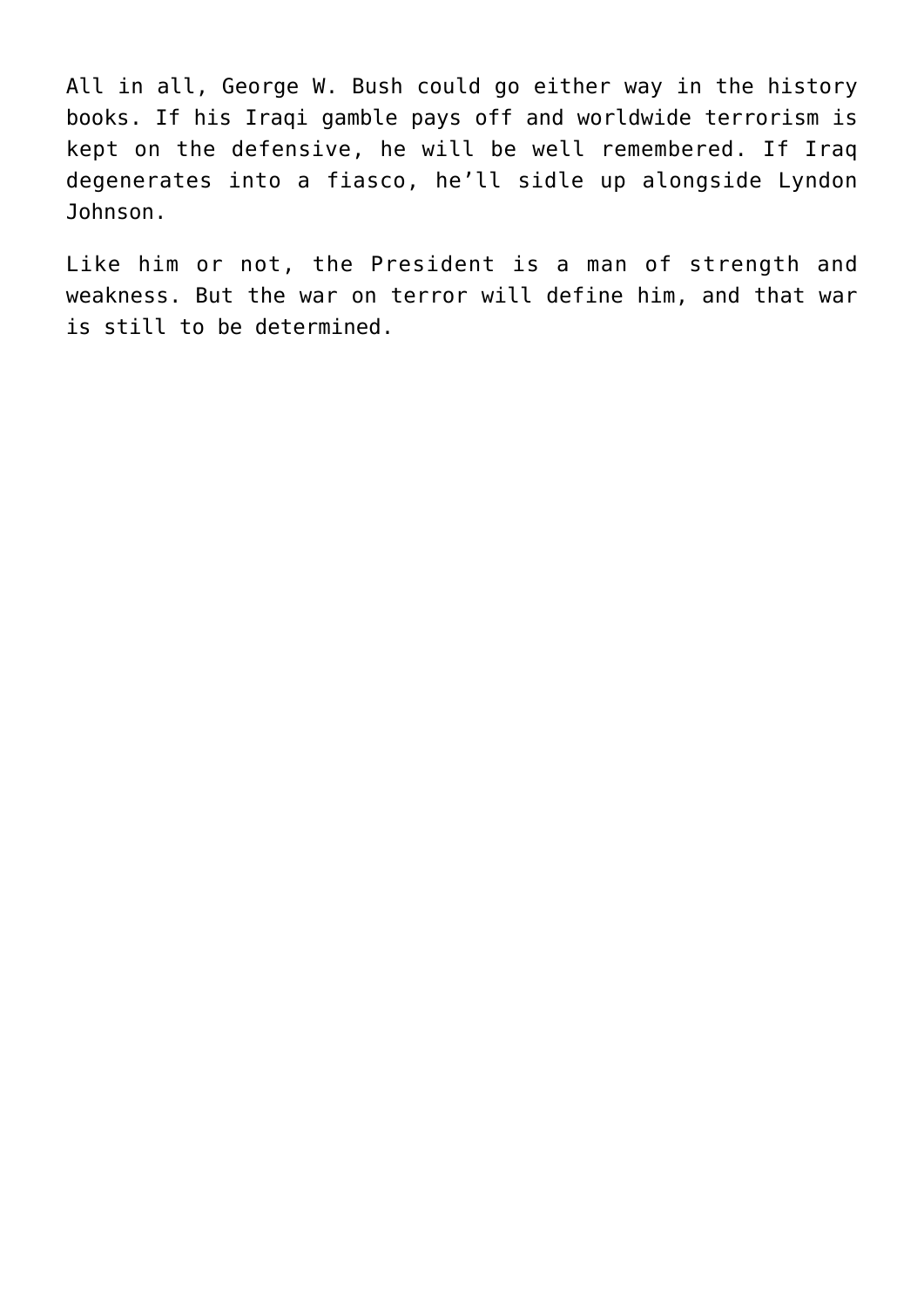All in all, George W. Bush could go either way in the history books. If his Iraqi gamble pays off and worldwide terrorism is kept on the defensive, he will be well remembered. If Iraq degenerates into a fiasco, he'll sidle up alongside Lyndon Johnson.

Like him or not, the President is a man of strength and weakness. But the war on terror will define him, and that war is still to be determined.